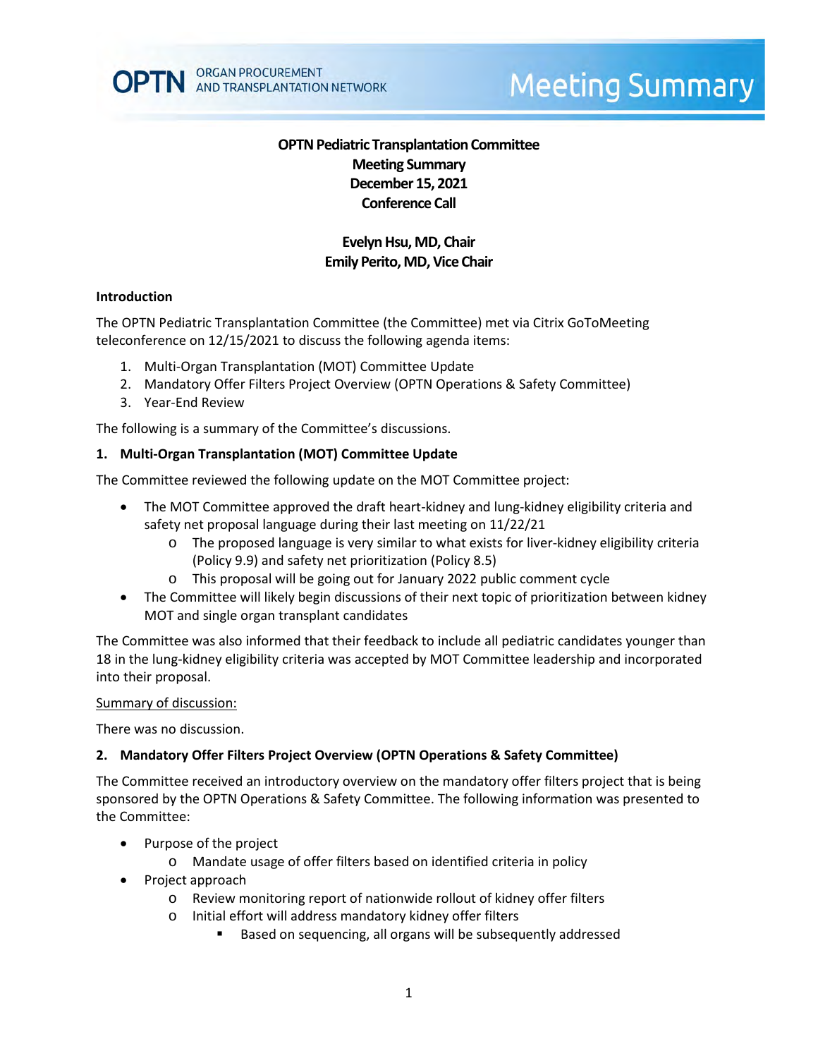# OPTN Pediatric Transplantation Committee
## Meeting Summary
## December 15, 2021
## Conference Call

**Evelyn Hsu, MD, Chair**
**Emily Perito, MD, Vice Chair**

### Introduction

The OPTN Pediatric Transplantation Committee (the Committee) met via Citrix GoToMeeting teleconference on 12/15/2021 to discuss the following agenda items:

1. Multi-Organ Transplantation (MOT) Committee Update
2. Mandatory Offer Filters Project Overview (OPTN Operations & Safety Committee)
3. Year-End Review

The following is a summary of the Committee's discussions.

### 1. Multi-Organ Transplantation (MOT) Committee Update

The Committee reviewed the following update on the MOT Committee project:

- The MOT Committee approved the draft heart-kidney and lung-kidney eligibility criteria and safety net proposal language during their last meeting on 11/22/21
  - The proposed language is very similar to what exists for liver-kidney eligibility criteria (Policy 9.9) and safety net prioritization (Policy 8.5)
  - This proposal will be going out for January 2022 public comment cycle
- The Committee will likely begin discussions of their next topic of prioritization between kidney MOT and single organ transplant candidates

The Committee was also informed that their feedback to include all pediatric candidates younger than 18 in the lung-kidney eligibility criteria was accepted by MOT Committee leadership and incorporated into their proposal.

<u>Summary of discussion:</u>

There was no discussion.

### 2. Mandatory Offer Filters Project Overview (OPTN Operations & Safety Committee)

The Committee received an introductory overview on the mandatory offer filters project that is being sponsored by the OPTN Operations & Safety Committee. The following information was presented to the Committee:

- Purpose of the project
  - Mandate usage of offer filters based on identified criteria in policy
- Project approach
  - Review monitoring report of nationwide rollout of kidney offer filters
  - Initial effort will address mandatory kidney offer filters
    - Based on sequencing, all organs will be subsequently addressed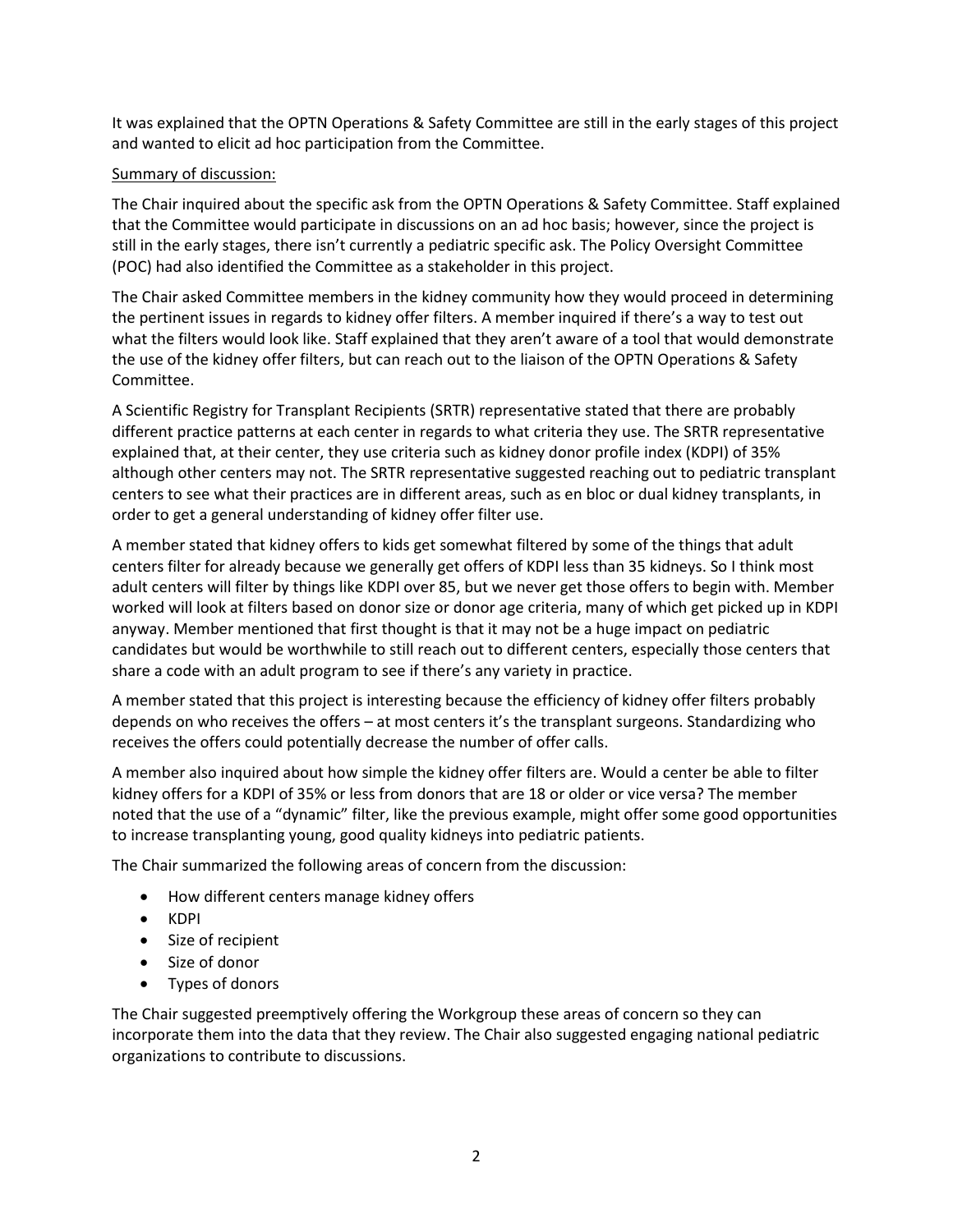It was explained that the OPTN Operations & Safety Committee are still in the early stages of this project and wanted to elicit ad hoc participation from the Committee.

<u>Summary of discussion:</u>

The Chair inquired about the specific ask from the OPTN Operations & Safety Committee. Staff explained that the Committee would participate in discussions on an ad hoc basis; however, since the project is still in the early stages, there isn't currently a pediatric specific ask. The Policy Oversight Committee (POC) had also identified the Committee as a stakeholder in this project.

The Chair asked Committee members in the kidney community how they would proceed in determining the pertinent issues in regards to kidney offer filters. A member inquired if there's a way to test out what the filters would look like. Staff explained that they aren't aware of a tool that would demonstrate the use of the kidney offer filters, but can reach out to the liaison of the OPTN Operations & Safety Committee.

A Scientific Registry for Transplant Recipients (SRTR) representative stated that there are probably different practice patterns at each center in regards to what criteria they use. The SRTR representative explained that, at their center, they use criteria such as kidney donor profile index (KDPI) of 35% although other centers may not. The SRTR representative suggested reaching out to pediatric transplant centers to see what their practices are in different areas, such as en bloc or dual kidney transplants, in order to get a general understanding of kidney offer filter use.

A member stated that kidney offers to kids get somewhat filtered by some of the things that adult centers filter for already because we generally get offers of KDPI less than 35 kidneys. So I think most adult centers will filter by things like KDPI over 85, but we never get those offers to begin with. Member worked will look at filters based on donor size or donor age criteria, many of which get picked up in KDPI anyway. Member mentioned that first thought is that it may not be a huge impact on pediatric candidates but would be worthwhile to still reach out to different centers, especially those centers that share a code with an adult program to see if there's any variety in practice.

A member stated that this project is interesting because the efficiency of kidney offer filters probably depends on who receives the offers – at most centers it's the transplant surgeons. Standardizing who receives the offers could potentially decrease the number of offer calls.

A member also inquired about how simple the kidney offer filters are. Would a center be able to filter kidney offers for a KDPI of 35% or less from donors that are 18 or older or vice versa? The member noted that the use of a "dynamic" filter, like the previous example, might offer some good opportunities to increase transplanting young, good quality kidneys into pediatric patients.

The Chair summarized the following areas of concern from the discussion:

- How different centers manage kidney offers
- KDPI
- Size of recipient
- Size of donor
- Types of donors

The Chair suggested preemptively offering the Workgroup these areas of concern so they can incorporate them into the data that they review. The Chair also suggested engaging national pediatric organizations to contribute to discussions.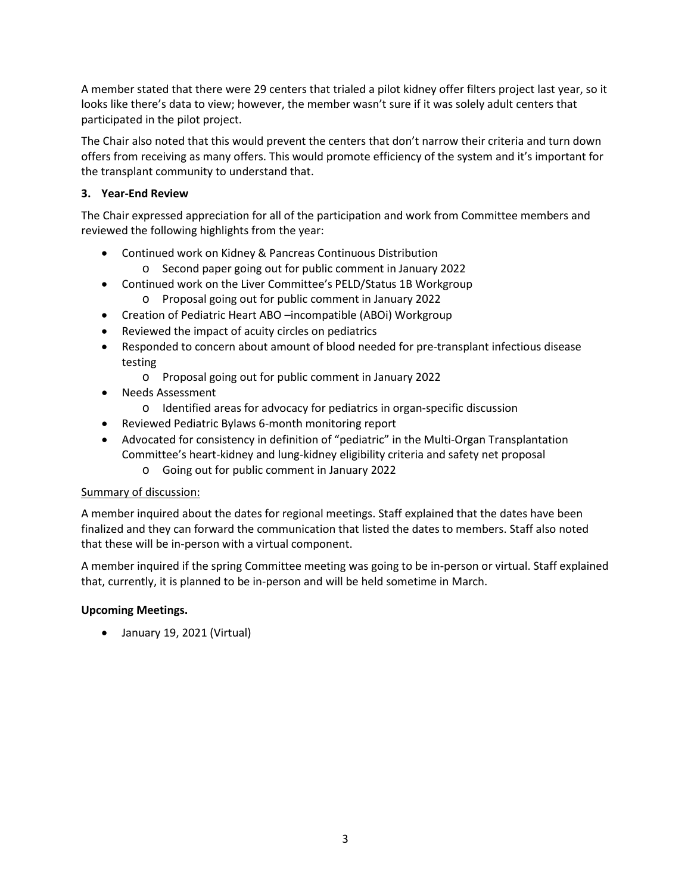A member stated that there were 29 centers that trialed a pilot kidney offer filters project last year, so it looks like there's data to view; however, the member wasn't sure if it was solely adult centers that participated in the pilot project.

The Chair also noted that this would prevent the centers that don't narrow their criteria and turn down offers from receiving as many offers. This would promote efficiency of the system and it's important for the transplant community to understand that.

### 3. Year-End Review

The Chair expressed appreciation for all of the participation and work from Committee members and reviewed the following highlights from the year:

- Continued work on Kidney & Pancreas Continuous Distribution
  - Second paper going out for public comment in January 2022
- Continued work on the Liver Committee's PELD/Status 1B Workgroup
  - Proposal going out for public comment in January 2022
- Creation of Pediatric Heart ABO –incompatible (ABOi) Workgroup
- Reviewed the impact of acuity circles on pediatrics
- Responded to concern about amount of blood needed for pre-transplant infectious disease testing
  - Proposal going out for public comment in January 2022
- Needs Assessment
  - Identified areas for advocacy for pediatrics in organ-specific discussion
- Reviewed Pediatric Bylaws 6-month monitoring report
- Advocated for consistency in definition of "pediatric" in the Multi-Organ Transplantation Committee's heart-kidney and lung-kidney eligibility criteria and safety net proposal
  - Going out for public comment in January 2022

Summary of discussion:

A member inquired about the dates for regional meetings. Staff explained that the dates have been finalized and they can forward the communication that listed the dates to members. Staff also noted that these will be in-person with a virtual component.

A member inquired if the spring Committee meeting was going to be in-person or virtual. Staff explained that, currently, it is planned to be in-person and will be held sometime in March.

### Upcoming Meetings.

- January 19, 2021 (Virtual)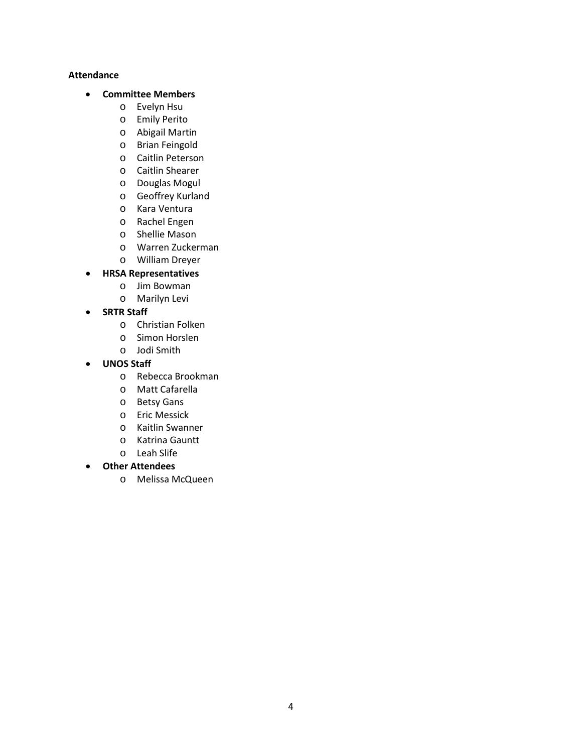**Attendance**

- **Committee Members**
  - Evelyn Hsu
  - Emily Perito
  - Abigail Martin
  - Brian Feingold
  - Caitlin Peterson
  - Caitlin Shearer
  - Douglas Mogul
  - Geoffrey Kurland
  - Kara Ventura
  - Rachel Engen
  - Shellie Mason
  - Warren Zuckerman
  - William Dreyer
- **HRSA Representatives**
  - Jim Bowman
  - Marilyn Levi
- **SRTR Staff**
  - Christian Folken
  - Simon Horslen
  - Jodi Smith
- **UNOS Staff**
  - Rebecca Brookman
  - Matt Cafarella
  - Betsy Gans
  - Eric Messick
  - Kaitlin Swanner
  - Katrina Gauntt
  - Leah Slife
- **Other Attendees**
  - Melissa McQueen